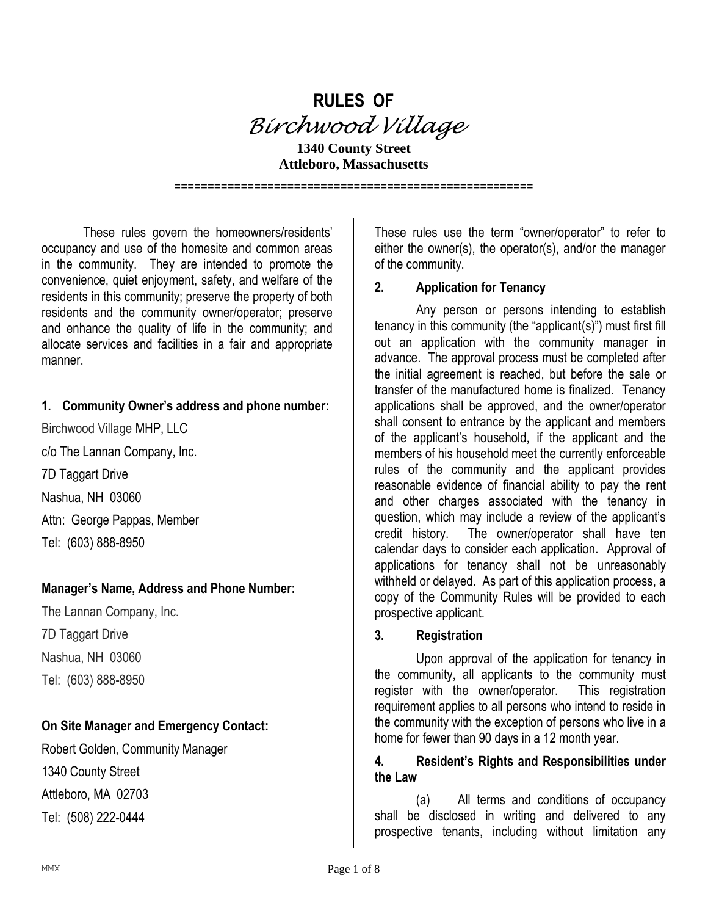# RULES OF
# *Birchwood Village*

**1340 County Street**
**Attleboro, Massachusetts**

These rules govern the homeowners/residents' occupancy and use of the homesite and common areas in the community. They are intended to promote the convenience, quiet enjoyment, safety, and welfare of the residents in this community; preserve the property of both residents and the community owner/operator; preserve and enhance the quality of life in the community; and allocate services and facilities in a fair and appropriate manner.

### 1. Community Owner's address and phone number:

Birchwood Village MHP, LLC

c/o The Lannan Company, Inc.

7D Taggart Drive

Nashua, NH 03060

Attn: George Pappas, Member

Tel: (603) 888-8950

### Manager's Name, Address and Phone Number:

The Lannan Company, Inc.

7D Taggart Drive

Nashua, NH 03060

Tel: (603) 888-8950

### On Site Manager and Emergency Contact:

Robert Golden, Community Manager

1340 County Street

Attleboro, MA 02703

Tel: (508) 222-0444

These rules use the term "owner/operator" to refer to either the owner(s), the operator(s), and/or the manager of the community.

### 2. Application for Tenancy

Any person or persons intending to establish tenancy in this community (the "applicant(s)") must first fill out an application with the community manager in advance. The approval process must be completed after the initial agreement is reached, but before the sale or transfer of the manufactured home is finalized. Tenancy applications shall be approved, and the owner/operator shall consent to entrance by the applicant and members of the applicant's household, if the applicant and the members of his household meet the currently enforceable rules of the community and the applicant provides reasonable evidence of financial ability to pay the rent and other charges associated with the tenancy in question, which may include a review of the applicant's credit history. The owner/operator shall have ten calendar days to consider each application. Approval of applications for tenancy shall not be unreasonably withheld or delayed. As part of this application process, a copy of the Community Rules will be provided to each prospective applicant.

### 3. Registration

Upon approval of the application for tenancy in the community, all applicants to the community must register with the owner/operator. This registration requirement applies to all persons who intend to reside in the community with the exception of persons who live in a home for fewer than 90 days in a 12 month year.

### 4. Resident's Rights and Responsibilities under the Law

(a) All terms and conditions of occupancy shall be disclosed in writing and delivered to any prospective tenants, including without limitation any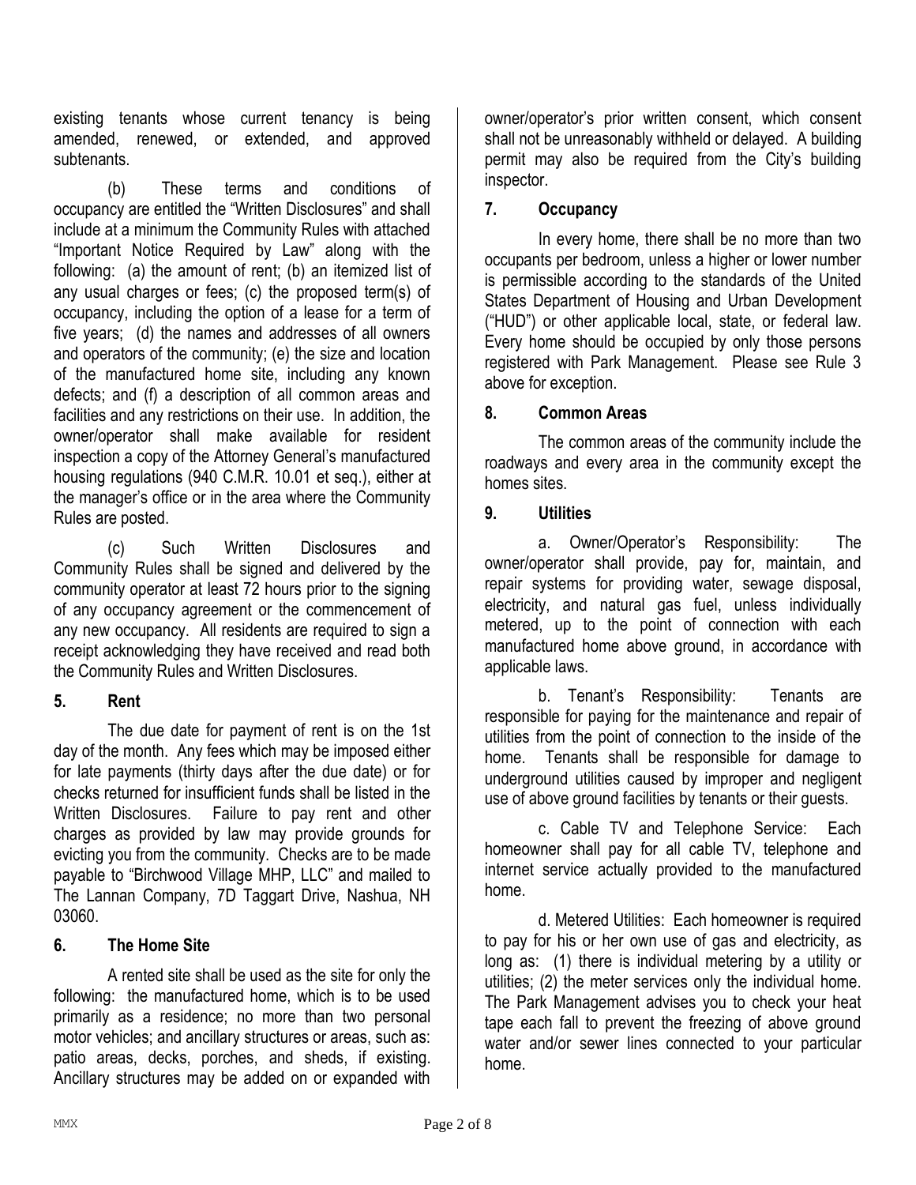existing tenants whose current tenancy is being amended, renewed, or extended, and approved subtenants.

(b) These terms and conditions of occupancy are entitled the "Written Disclosures" and shall include at a minimum the Community Rules with attached "Important Notice Required by Law" along with the following: (a) the amount of rent; (b) an itemized list of any usual charges or fees; (c) the proposed term(s) of occupancy, including the option of a lease for a term of five years; (d) the names and addresses of all owners and operators of the community; (e) the size and location of the manufactured home site, including any known defects; and (f) a description of all common areas and facilities and any restrictions on their use. In addition, the owner/operator shall make available for resident inspection a copy of the Attorney General's manufactured housing regulations (940 C.M.R. 10.01 et seq.), either at the manager's office or in the area where the Community Rules are posted.

(c) Such Written Disclosures and Community Rules shall be signed and delivered by the community operator at least 72 hours prior to the signing of any occupancy agreement or the commencement of any new occupancy. All residents are required to sign a receipt acknowledging they have received and read both the Community Rules and Written Disclosures.

## 5. Rent

The due date for payment of rent is on the 1st day of the month. Any fees which may be imposed either for late payments (thirty days after the due date) or for checks returned for insufficient funds shall be listed in the Written Disclosures. Failure to pay rent and other charges as provided by law may provide grounds for evicting you from the community. Checks are to be made payable to "Birchwood Village MHP, LLC" and mailed to The Lannan Company, 7D Taggart Drive, Nashua, NH 03060.

## 6. The Home Site

A rented site shall be used as the site for only the following: the manufactured home, which is to be used primarily as a residence; no more than two personal motor vehicles; and ancillary structures or areas, such as: patio areas, decks, porches, and sheds, if existing. Ancillary structures may be added on or expanded with owner/operator's prior written consent, which consent shall not be unreasonably withheld or delayed. A building permit may also be required from the City's building inspector.

## 7. Occupancy

In every home, there shall be no more than two occupants per bedroom, unless a higher or lower number is permissible according to the standards of the United States Department of Housing and Urban Development ("HUD") or other applicable local, state, or federal law. Every home should be occupied by only those persons registered with Park Management. Please see Rule 3 above for exception.

## 8. Common Areas

The common areas of the community include the roadways and every area in the community except the homes sites.

## 9. Utilities

a. Owner/Operator's Responsibility: The owner/operator shall provide, pay for, maintain, and repair systems for providing water, sewage disposal, electricity, and natural gas fuel, unless individually metered, up to the point of connection with each manufactured home above ground, in accordance with applicable laws.

b. Tenant's Responsibility: Tenants are responsible for paying for the maintenance and repair of utilities from the point of connection to the inside of the home. Tenants shall be responsible for damage to underground utilities caused by improper and negligent use of above ground facilities by tenants or their guests.

c. Cable TV and Telephone Service: Each homeowner shall pay for all cable TV, telephone and internet service actually provided to the manufactured home.

d. Metered Utilities: Each homeowner is required to pay for his or her own use of gas and electricity, as long as: (1) there is individual metering by a utility or utilities; (2) the meter services only the individual home. The Park Management advises you to check your heat tape each fall to prevent the freezing of above ground water and/or sewer lines connected to your particular home.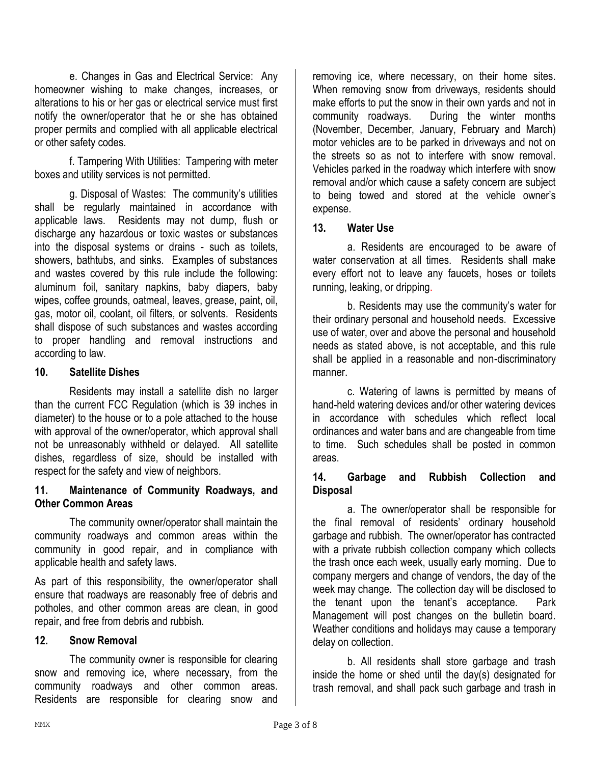e. Changes in Gas and Electrical Service: Any homeowner wishing to make changes, increases, or alterations to his or her gas or electrical service must first notify the owner/operator that he or she has obtained proper permits and complied with all applicable electrical or other safety codes.

f. Tampering With Utilities: Tampering with meter boxes and utility services is not permitted.

g. Disposal of Wastes: The community's utilities shall be regularly maintained in accordance with applicable laws. Residents may not dump, flush or discharge any hazardous or toxic wastes or substances into the disposal systems or drains - such as toilets, showers, bathtubs, and sinks. Examples of substances and wastes covered by this rule include the following: aluminum foil, sanitary napkins, baby diapers, baby wipes, coffee grounds, oatmeal, leaves, grease, paint, oil, gas, motor oil, coolant, oil filters, or solvents. Residents shall dispose of such substances and wastes according to proper handling and removal instructions and according to law.

### 10. Satellite Dishes

Residents may install a satellite dish no larger than the current FCC Regulation (which is 39 inches in diameter) to the house or to a pole attached to the house with approval of the owner/operator, which approval shall not be unreasonably withheld or delayed. All satellite dishes, regardless of size, should be installed with respect for the safety and view of neighbors.

### 11. Maintenance of Community Roadways, and Other Common Areas

The community owner/operator shall maintain the community roadways and common areas within the community in good repair, and in compliance with applicable health and safety laws.

As part of this responsibility, the owner/operator shall ensure that roadways are reasonably free of debris and potholes, and other common areas are clean, in good repair, and free from debris and rubbish.

### 12. Snow Removal

The community owner is responsible for clearing snow and removing ice, where necessary, from the community roadways and other common areas. Residents are responsible for clearing snow and removing ice, where necessary, on their home sites. When removing snow from driveways, residents should make efforts to put the snow in their own yards and not in community roadways. During the winter months (November, December, January, February and March) motor vehicles are to be parked in driveways and not on the streets so as not to interfere with snow removal. Vehicles parked in the roadway which interfere with snow removal and/or which cause a safety concern are subject to being towed and stored at the vehicle owner's expense.

### 13. Water Use

a. Residents are encouraged to be aware of water conservation at all times. Residents shall make every effort not to leave any faucets, hoses or toilets running, leaking, or dripping.

b. Residents may use the community's water for their ordinary personal and household needs. Excessive use of water, over and above the personal and household needs as stated above, is not acceptable, and this rule shall be applied in a reasonable and non-discriminatory manner.

c. Watering of lawns is permitted by means of hand-held watering devices and/or other watering devices in accordance with schedules which reflect local ordinances and water bans and are changeable from time to time. Such schedules shall be posted in common areas.

### 14. Garbage and Rubbish Collection and Disposal

a. The owner/operator shall be responsible for the final removal of residents' ordinary household garbage and rubbish. The owner/operator has contracted with a private rubbish collection company which collects the trash once each week, usually early morning. Due to company mergers and change of vendors, the day of the week may change. The collection day will be disclosed to the tenant upon the tenant's acceptance. Park Management will post changes on the bulletin board. Weather conditions and holidays may cause a temporary delay on collection.

b. All residents shall store garbage and trash inside the home or shed until the day(s) designated for trash removal, and shall pack such garbage and trash in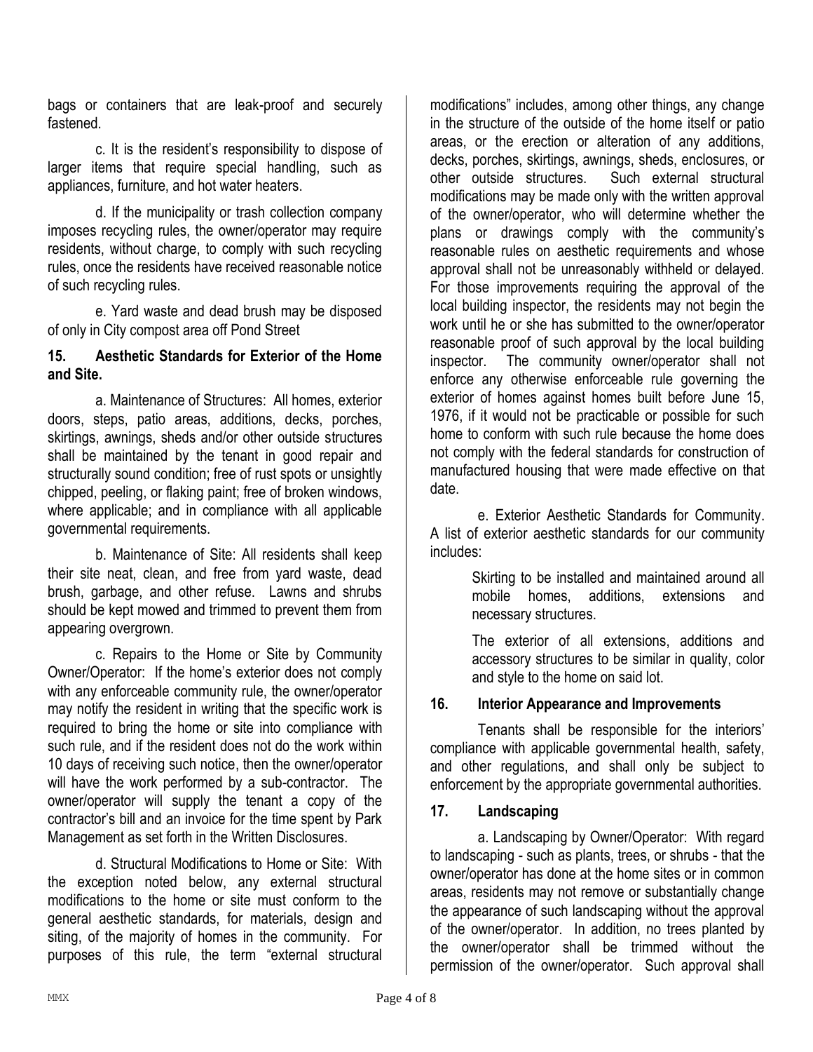bags or containers that are leak-proof and securely fastened.

c. It is the resident's responsibility to dispose of larger items that require special handling, such as appliances, furniture, and hot water heaters.

d. If the municipality or trash collection company imposes recycling rules, the owner/operator may require residents, without charge, to comply with such recycling rules, once the residents have received reasonable notice of such recycling rules.

e. Yard waste and dead brush may be disposed of only in City compost area off Pond Street

## 15. Aesthetic Standards for Exterior of the Home and Site.

a. Maintenance of Structures: All homes, exterior doors, steps, patio areas, additions, decks, porches, skirtings, awnings, sheds and/or other outside structures shall be maintained by the tenant in good repair and structurally sound condition; free of rust spots or unsightly chipped, peeling, or flaking paint; free of broken windows, where applicable; and in compliance with all applicable governmental requirements.

b. Maintenance of Site: All residents shall keep their site neat, clean, and free from yard waste, dead brush, garbage, and other refuse. Lawns and shrubs should be kept mowed and trimmed to prevent them from appearing overgrown.

c. Repairs to the Home or Site by Community Owner/Operator: If the home's exterior does not comply with any enforceable community rule, the owner/operator may notify the resident in writing that the specific work is required to bring the home or site into compliance with such rule, and if the resident does not do the work within 10 days of receiving such notice, then the owner/operator will have the work performed by a sub-contractor. The owner/operator will supply the tenant a copy of the contractor's bill and an invoice for the time spent by Park Management as set forth in the Written Disclosures.

d. Structural Modifications to Home or Site: With the exception noted below, any external structural modifications to the home or site must conform to the general aesthetic standards, for materials, design and siting, of the majority of homes in the community. For purposes of this rule, the term "external structural modifications" includes, among other things, any change in the structure of the outside of the home itself or patio areas, or the erection or alteration of any additions, decks, porches, skirtings, awnings, sheds, enclosures, or other outside structures. Such external structural modifications may be made only with the written approval of the owner/operator, who will determine whether the plans or drawings comply with the community's reasonable rules on aesthetic requirements and whose approval shall not be unreasonably withheld or delayed. For those improvements requiring the approval of the local building inspector, the residents may not begin the work until he or she has submitted to the owner/operator reasonable proof of such approval by the local building inspector. The community owner/operator shall not enforce any otherwise enforceable rule governing the exterior of homes against homes built before June 15, 1976, if it would not be practicable or possible for such home to conform with such rule because the home does not comply with the federal standards for construction of manufactured housing that were made effective on that date.

e. Exterior Aesthetic Standards for Community. A list of exterior aesthetic standards for our community includes:

> Skirting to be installed and maintained around all mobile homes, additions, extensions and necessary structures.
>
> The exterior of all extensions, additions and accessory structures to be similar in quality, color and style to the home on said lot.

## 16. Interior Appearance and Improvements

Tenants shall be responsible for the interiors' compliance with applicable governmental health, safety, and other regulations, and shall only be subject to enforcement by the appropriate governmental authorities.

## 17. Landscaping

a. Landscaping by Owner/Operator: With regard to landscaping - such as plants, trees, or shrubs - that the owner/operator has done at the home sites or in common areas, residents may not remove or substantially change the appearance of such landscaping without the approval of the owner/operator. In addition, no trees planted by the owner/operator shall be trimmed without the permission of the owner/operator. Such approval shall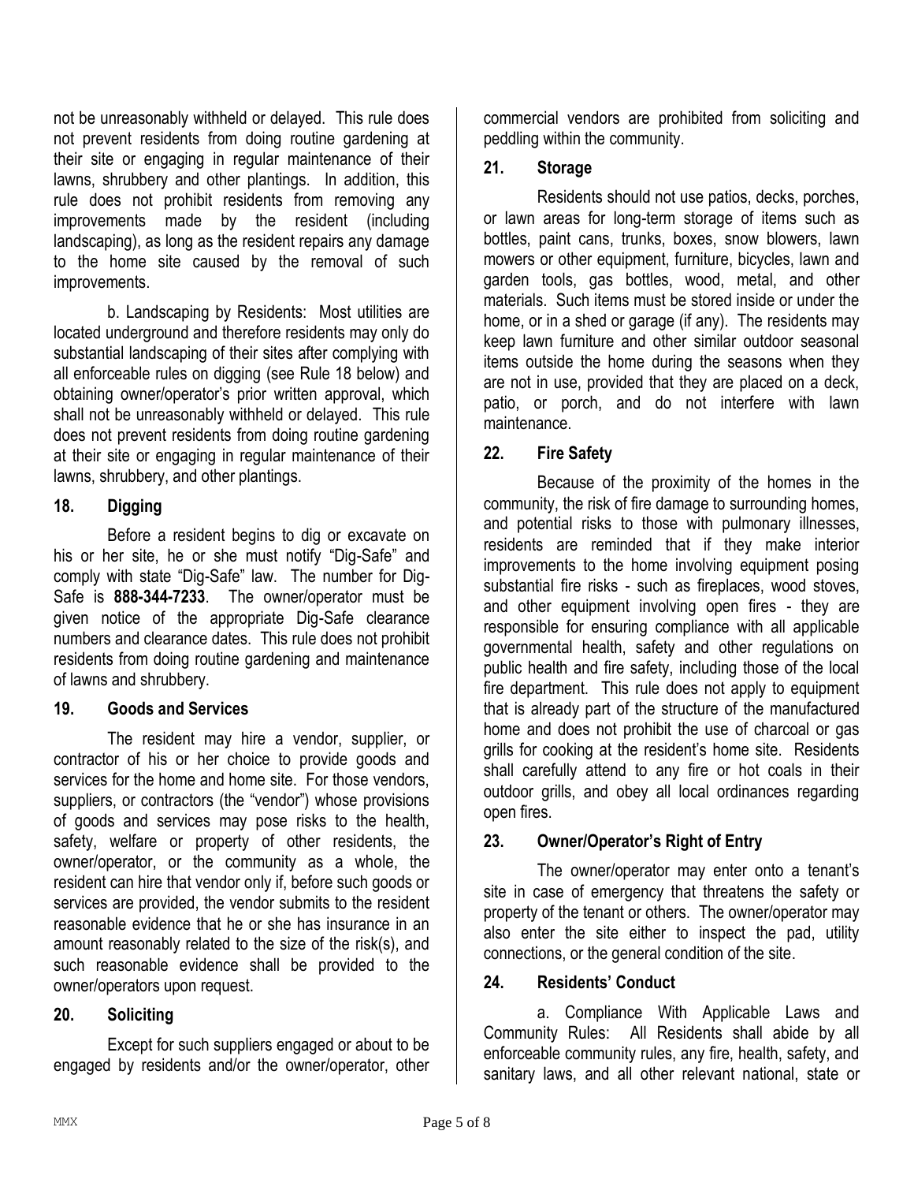not be unreasonably withheld or delayed. This rule does not prevent residents from doing routine gardening at their site or engaging in regular maintenance of their lawns, shrubbery and other plantings. In addition, this rule does not prohibit residents from removing any improvements made by the resident (including landscaping), as long as the resident repairs any damage to the home site caused by the removal of such improvements.

b. Landscaping by Residents: Most utilities are located underground and therefore residents may only do substantial landscaping of their sites after complying with all enforceable rules on digging (see Rule 18 below) and obtaining owner/operator's prior written approval, which shall not be unreasonably withheld or delayed. This rule does not prevent residents from doing routine gardening at their site or engaging in regular maintenance of their lawns, shrubbery, and other plantings.

### 18. Digging

Before a resident begins to dig or excavate on his or her site, he or she must notify "Dig-Safe" and comply with state "Dig-Safe" law. The number for Dig-Safe is **888-344-7233**. The owner/operator must be given notice of the appropriate Dig-Safe clearance numbers and clearance dates. This rule does not prohibit residents from doing routine gardening and maintenance of lawns and shrubbery.

### 19. Goods and Services

The resident may hire a vendor, supplier, or contractor of his or her choice to provide goods and services for the home and home site. For those vendors, suppliers, or contractors (the "vendor") whose provisions of goods and services may pose risks to the health, safety, welfare or property of other residents, the owner/operator, or the community as a whole, the resident can hire that vendor only if, before such goods or services are provided, the vendor submits to the resident reasonable evidence that he or she has insurance in an amount reasonably related to the size of the risk(s), and such reasonable evidence shall be provided to the owner/operators upon request.

### 20. Soliciting

Except for such suppliers engaged or about to be engaged by residents and/or the owner/operator, other commercial vendors are prohibited from soliciting and peddling within the community.

### 21. Storage

Residents should not use patios, decks, porches, or lawn areas for long-term storage of items such as bottles, paint cans, trunks, boxes, snow blowers, lawn mowers or other equipment, furniture, bicycles, lawn and garden tools, gas bottles, wood, metal, and other materials. Such items must be stored inside or under the home, or in a shed or garage (if any). The residents may keep lawn furniture and other similar outdoor seasonal items outside the home during the seasons when they are not in use, provided that they are placed on a deck, patio, or porch, and do not interfere with lawn maintenance.

### 22. Fire Safety

Because of the proximity of the homes in the community, the risk of fire damage to surrounding homes, and potential risks to those with pulmonary illnesses, residents are reminded that if they make interior improvements to the home involving equipment posing substantial fire risks - such as fireplaces, wood stoves, and other equipment involving open fires - they are responsible for ensuring compliance with all applicable governmental health, safety and other regulations on public health and fire safety, including those of the local fire department. This rule does not apply to equipment that is already part of the structure of the manufactured home and does not prohibit the use of charcoal or gas grills for cooking at the resident's home site. Residents shall carefully attend to any fire or hot coals in their outdoor grills, and obey all local ordinances regarding open fires.

### 23. Owner/Operator's Right of Entry

The owner/operator may enter onto a tenant's site in case of emergency that threatens the safety or property of the tenant or others. The owner/operator may also enter the site either to inspect the pad, utility connections, or the general condition of the site.

### 24. Residents' Conduct

a. Compliance With Applicable Laws and Community Rules: All Residents shall abide by all enforceable community rules, any fire, health, safety, and sanitary laws, and all other relevant national, state or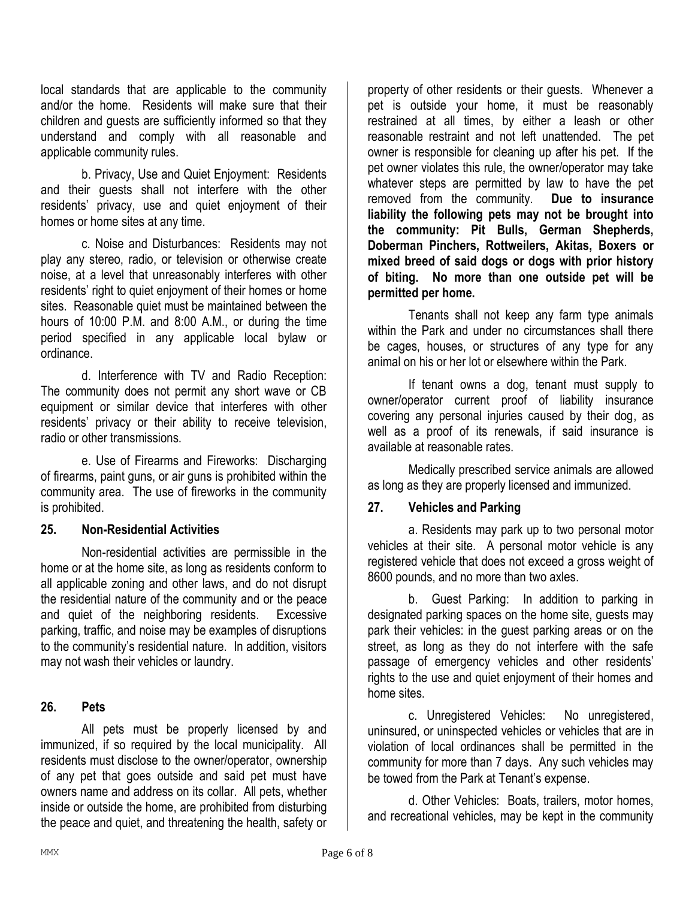local standards that are applicable to the community and/or the home. Residents will make sure that their children and guests are sufficiently informed so that they understand and comply with all reasonable and applicable community rules.

b. Privacy, Use and Quiet Enjoyment: Residents and their guests shall not interfere with the other residents' privacy, use and quiet enjoyment of their homes or home sites at any time.

c. Noise and Disturbances: Residents may not play any stereo, radio, or television or otherwise create noise, at a level that unreasonably interferes with other residents' right to quiet enjoyment of their homes or home sites. Reasonable quiet must be maintained between the hours of 10:00 P.M. and 8:00 A.M., or during the time period specified in any applicable local bylaw or ordinance.

d. Interference with TV and Radio Reception: The community does not permit any short wave or CB equipment or similar device that interferes with other residents' privacy or their ability to receive television, radio or other transmissions.

e. Use of Firearms and Fireworks: Discharging of firearms, paint guns, or air guns is prohibited within the community area. The use of fireworks in the community is prohibited.

## 25. Non-Residential Activities

Non-residential activities are permissible in the home or at the home site, as long as residents conform to all applicable zoning and other laws, and do not disrupt the residential nature of the community and or the peace and quiet of the neighboring residents. Excessive parking, traffic, and noise may be examples of disruptions to the community's residential nature. In addition, visitors may not wash their vehicles or laundry.

## 26. Pets

All pets must be properly licensed by and immunized, if so required by the local municipality. All residents must disclose to the owner/operator, ownership of any pet that goes outside and said pet must have owners name and address on its collar. All pets, whether inside or outside the home, are prohibited from disturbing the peace and quiet, and threatening the health, safety or property of other residents or their guests. Whenever a pet is outside your home, it must be reasonably restrained at all times, by either a leash or other reasonable restraint and not left unattended. The pet owner is responsible for cleaning up after his pet. If the pet owner violates this rule, the owner/operator may take whatever steps are permitted by law to have the pet removed from the community. **Due to insurance liability the following pets may not be brought into the community: Pit Bulls, German Shepherds, Doberman Pinchers, Rottweilers, Akitas, Boxers or mixed breed of said dogs or dogs with prior history of biting. No more than one outside pet will be permitted per home.**

Tenants shall not keep any farm type animals within the Park and under no circumstances shall there be cages, houses, or structures of any type for any animal on his or her lot or elsewhere within the Park.

If tenant owns a dog, tenant must supply to owner/operator current proof of liability insurance covering any personal injuries caused by their dog, as well as a proof of its renewals, if said insurance is available at reasonable rates.

Medically prescribed service animals are allowed as long as they are properly licensed and immunized.

## 27. Vehicles and Parking

a. Residents may park up to two personal motor vehicles at their site. A personal motor vehicle is any registered vehicle that does not exceed a gross weight of 8600 pounds, and no more than two axles.

b. Guest Parking: In addition to parking in designated parking spaces on the home site, guests may park their vehicles: in the guest parking areas or on the street, as long as they do not interfere with the safe passage of emergency vehicles and other residents' rights to the use and quiet enjoyment of their homes and home sites.

c. Unregistered Vehicles: No unregistered, uninsured, or uninspected vehicles or vehicles that are in violation of local ordinances shall be permitted in the community for more than 7 days. Any such vehicles may be towed from the Park at Tenant's expense.

d. Other Vehicles: Boats, trailers, motor homes, and recreational vehicles, may be kept in the community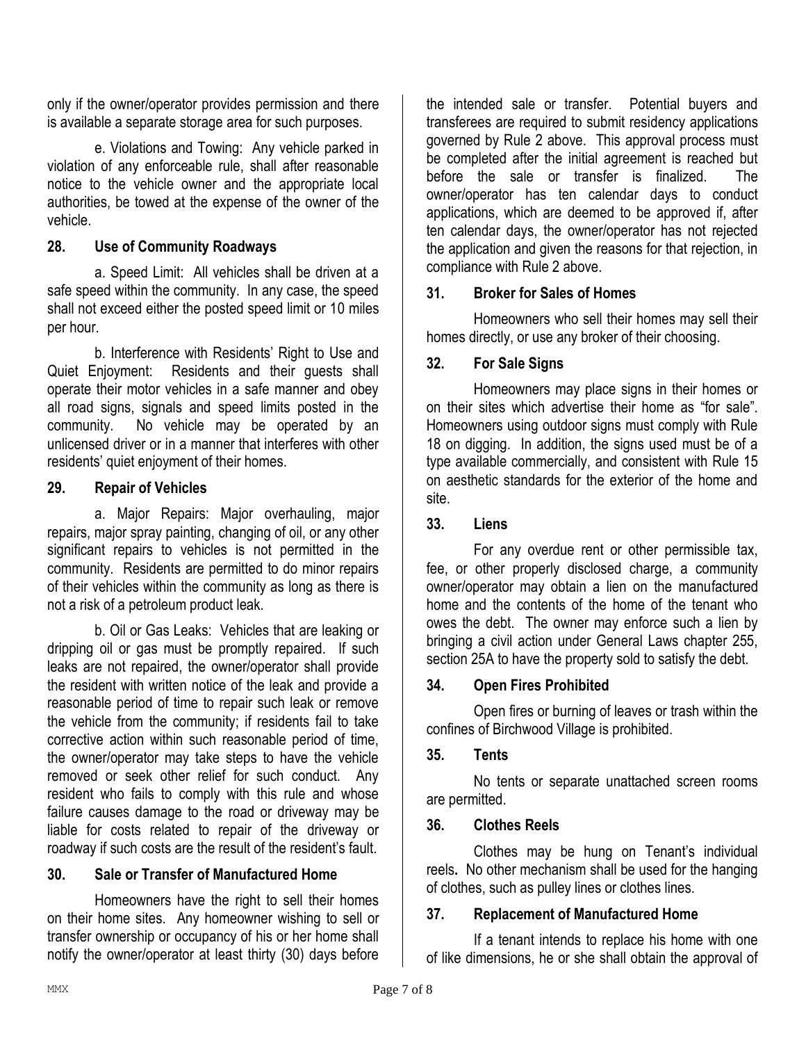only if the owner/operator provides permission and there is available a separate storage area for such purposes.

e. Violations and Towing: Any vehicle parked in violation of any enforceable rule, shall after reasonable notice to the vehicle owner and the appropriate local authorities, be towed at the expense of the owner of the vehicle.

## 28. Use of Community Roadways

a. Speed Limit: All vehicles shall be driven at a safe speed within the community. In any case, the speed shall not exceed either the posted speed limit or 10 miles per hour.

b. Interference with Residents' Right to Use and Quiet Enjoyment: Residents and their guests shall operate their motor vehicles in a safe manner and obey all road signs, signals and speed limits posted in the community. No vehicle may be operated by an unlicensed driver or in a manner that interferes with other residents' quiet enjoyment of their homes.

## 29. Repair of Vehicles

a. Major Repairs: Major overhauling, major repairs, major spray painting, changing of oil, or any other significant repairs to vehicles is not permitted in the community. Residents are permitted to do minor repairs of their vehicles within the community as long as there is not a risk of a petroleum product leak.

b. Oil or Gas Leaks: Vehicles that are leaking or dripping oil or gas must be promptly repaired. If such leaks are not repaired, the owner/operator shall provide the resident with written notice of the leak and provide a reasonable period of time to repair such leak or remove the vehicle from the community; if residents fail to take corrective action within such reasonable period of time, the owner/operator may take steps to have the vehicle removed or seek other relief for such conduct. Any resident who fails to comply with this rule and whose failure causes damage to the road or driveway may be liable for costs related to repair of the driveway or roadway if such costs are the result of the resident's fault.

## 30. Sale or Transfer of Manufactured Home

Homeowners have the right to sell their homes on their home sites. Any homeowner wishing to sell or transfer ownership or occupancy of his or her home shall notify the owner/operator at least thirty (30) days before the intended sale or transfer. Potential buyers and transferees are required to submit residency applications governed by Rule 2 above. This approval process must be completed after the initial agreement is reached but before the sale or transfer is finalized. The owner/operator has ten calendar days to conduct applications, which are deemed to be approved if, after ten calendar days, the owner/operator has not rejected the application and given the reasons for that rejection, in compliance with Rule 2 above.

## 31. Broker for Sales of Homes

Homeowners who sell their homes may sell their homes directly, or use any broker of their choosing.

## 32. For Sale Signs

Homeowners may place signs in their homes or on their sites which advertise their home as "for sale". Homeowners using outdoor signs must comply with Rule 18 on digging. In addition, the signs used must be of a type available commercially, and consistent with Rule 15 on aesthetic standards for the exterior of the home and site.

## 33. Liens

For any overdue rent or other permissible tax, fee, or other properly disclosed charge, a community owner/operator may obtain a lien on the manufactured home and the contents of the home of the tenant who owes the debt. The owner may enforce such a lien by bringing a civil action under General Laws chapter 255, section 25A to have the property sold to satisfy the debt.

## 34. Open Fires Prohibited

Open fires or burning of leaves or trash within the confines of Birchwood Village is prohibited.

## 35. Tents

No tents or separate unattached screen rooms are permitted.

## 36. Clothes Reels

Clothes may be hung on Tenant's individual reels**.** No other mechanism shall be used for the hanging of clothes, such as pulley lines or clothes lines.

## 37. Replacement of Manufactured Home

If a tenant intends to replace his home with one of like dimensions, he or she shall obtain the approval of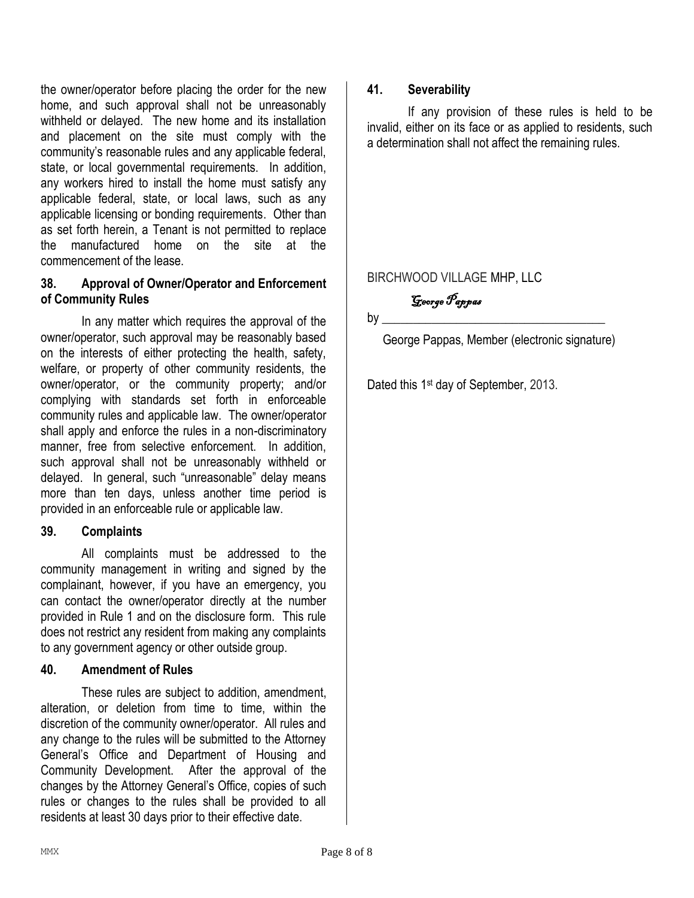the owner/operator before placing the order for the new home, and such approval shall not be unreasonably withheld or delayed. The new home and its installation and placement on the site must comply with the community's reasonable rules and any applicable federal, state, or local governmental requirements. In addition, any workers hired to install the home must satisfy any applicable federal, state, or local laws, such as any applicable licensing or bonding requirements. Other than as set forth herein, a Tenant is not permitted to replace the manufactured home on the site at the commencement of the lease.

**38. Approval of Owner/Operator and Enforcement of Community Rules**

In any matter which requires the approval of the owner/operator, such approval may be reasonably based on the interests of either protecting the health, safety, welfare, or property of other community residents, the owner/operator, or the community property; and/or complying with standards set forth in enforceable community rules and applicable law. The owner/operator shall apply and enforce the rules in a non-discriminatory manner, free from selective enforcement. In addition, such approval shall not be unreasonably withheld or delayed. In general, such "unreasonable" delay means more than ten days, unless another time period is provided in an enforceable rule or applicable law.

**39. Complaints**

All complaints must be addressed to the community management in writing and signed by the complainant, however, if you have an emergency, you can contact the owner/operator directly at the number provided in Rule 1 and on the disclosure form. This rule does not restrict any resident from making any complaints to any government agency or other outside group.

**40. Amendment of Rules**

These rules are subject to addition, amendment, alteration, or deletion from time to time, within the discretion of the community owner/operator. All rules and any change to the rules will be submitted to the Attorney General's Office and Department of Housing and Community Development. After the approval of the changes by the Attorney General's Office, copies of such rules or changes to the rules shall be provided to all residents at least 30 days prior to their effective date.

**41. Severability**

If any provision of these rules is held to be invalid, either on its face or as applied to residents, such a determination shall not affect the remaining rules.

BIRCHWOOD VILLAGE MHP, LLC

by *George Pappas*

George Pappas, Member (electronic signature)

Dated this 1st day of September, 2013.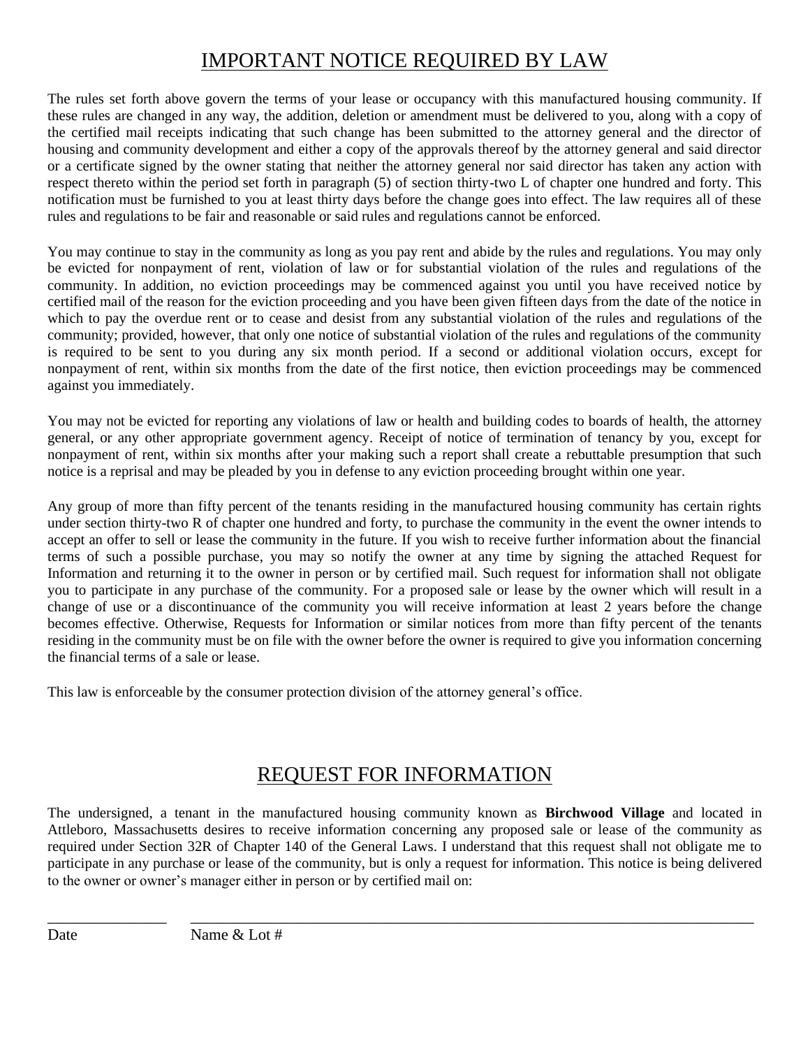# IMPORTANT NOTICE REQUIRED BY LAW

The rules set forth above govern the terms of your lease or occupancy with this manufactured housing community. If these rules are changed in any way, the addition, deletion or amendment must be delivered to you, along with a copy of the certified mail receipts indicating that such change has been submitted to the attorney general and the director of housing and community development and either a copy of the approvals thereof by the attorney general and said director or a certificate signed by the owner stating that neither the attorney general nor said director has taken any action with respect thereto within the period set forth in paragraph (5) of section thirty-two L of chapter one hundred and forty. This notification must be furnished to you at least thirty days before the change goes into effect. The law requires all of these rules and regulations to be fair and reasonable or said rules and regulations cannot be enforced.

You may continue to stay in the community as long as you pay rent and abide by the rules and regulations. You may only be evicted for nonpayment of rent, violation of law or for substantial violation of the rules and regulations of the community. In addition, no eviction proceedings may be commenced against you until you have received notice by certified mail of the reason for the eviction proceeding and you have been given fifteen days from the date of the notice in which to pay the overdue rent or to cease and desist from any substantial violation of the rules and regulations of the community; provided, however, that only one notice of substantial violation of the rules and regulations of the community is required to be sent to you during any six month period. If a second or additional violation occurs, except for nonpayment of rent, within six months from the date of the first notice, then eviction proceedings may be commenced against you immediately.

You may not be evicted for reporting any violations of law or health and building codes to boards of health, the attorney general, or any other appropriate government agency. Receipt of notice of termination of tenancy by you, except for nonpayment of rent, within six months after your making such a report shall create a rebuttable presumption that such notice is a reprisal and may be pleaded by you in defense to any eviction proceeding brought within one year.

Any group of more than fifty percent of the tenants residing in the manufactured housing community has certain rights under section thirty-two R of chapter one hundred and forty, to purchase the community in the event the owner intends to accept an offer to sell or lease the community in the future. If you wish to receive further information about the financial terms of such a possible purchase, you may so notify the owner at any time by signing the attached Request for Information and returning it to the owner in person or by certified mail. Such request for information shall not obligate you to participate in any purchase of the community. For a proposed sale or lease by the owner which will result in a change of use or a discontinuance of the community you will receive information at least 2 years before the change becomes effective. Otherwise, Requests for Information or similar notices from more than fifty percent of the tenants residing in the community must be on file with the owner before the owner is required to give you information concerning the financial terms of a sale or lease.

This law is enforceable by the consumer protection division of the attorney general's office.

# REQUEST FOR INFORMATION

The undersigned, a tenant in the manufactured housing community known as **Birchwood Village** and located in Attleboro, Massachusetts desires to receive information concerning any proposed sale or lease of the community as required under Section 32R of Chapter 140 of the General Laws. I understand that this request shall not obligate me to participate in any purchase or lease of the community, but is only a request for information. This notice is being delivered to the owner or owner's manager either in person or by certified mail on:

\_\_\_\_\_\_\_\_\_\_\_\_\_\_\_ \_\_\_\_\_\_\_\_\_\_\_\_\_\_\_\_\_\_\_\_\_\_\_\_\_\_\_\_\_\_\_\_\_\_\_\_\_\_\_\_\_\_\_\_\_\_\_\_\_\_\_\_\_\_\_\_\_\_\_\_\_\_

Date Name & Lot #